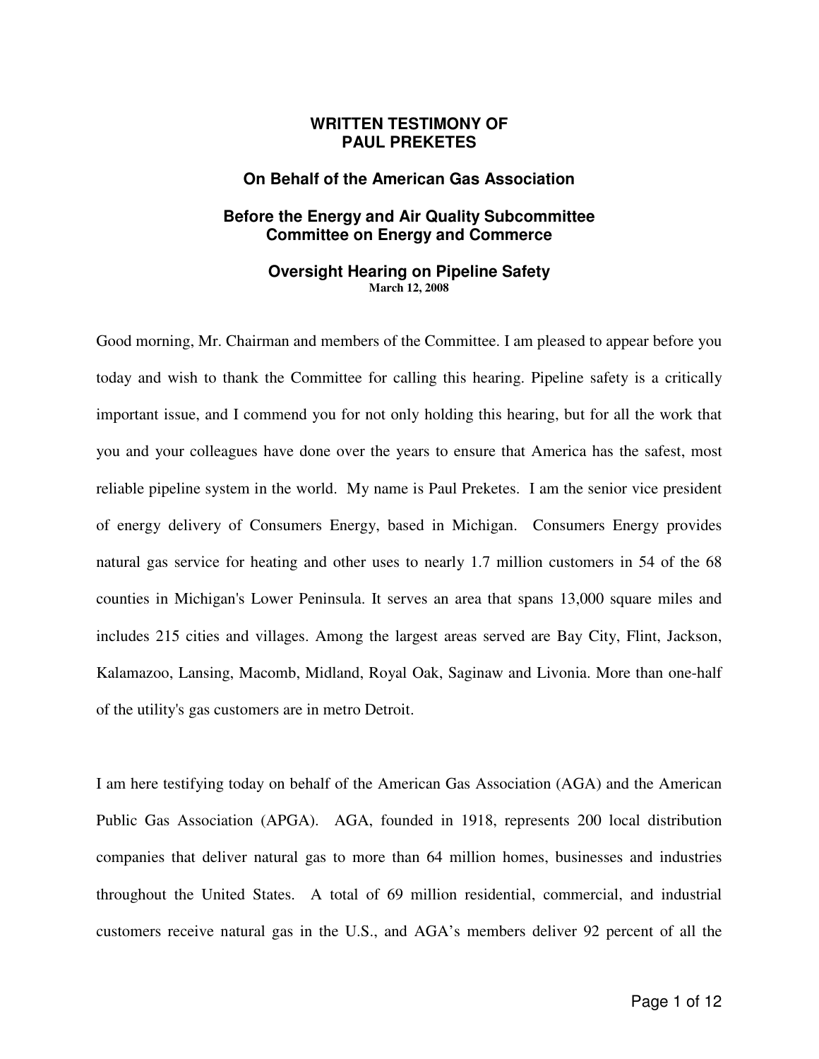# WRITTEN TESTIMONY OF PAUL PREKETES

## On Behalf of the American Gas Association

## Before the Energy and Air Quality Subcommittee Committee on Energy and Commerce

## Oversight Hearing on Pipeline Safety

**March 12, 2008**

Good morning, Mr. Chairman and members of the Committee. I am pleased to appear before you today and wish to thank the Committee for calling this hearing. Pipeline safety is a critically important issue, and I commend you for not only holding this hearing, but for all the work that you and your colleagues have done over the years to ensure that America has the safest, most reliable pipeline system in the world. My name is Paul Preketes. I am the senior vice president of energy delivery of Consumers Energy, based in Michigan. Consumers Energy provides natural gas service for heating and other uses to nearly 1.7 million customers in 54 of the 68 counties in Michigan's Lower Peninsula. It serves an area that spans 13,000 square miles and includes 215 cities and villages. Among the largest areas served are Bay City, Flint, Jackson, Kalamazoo, Lansing, Macomb, Midland, Royal Oak, Saginaw and Livonia. More than one-half of the utility's gas customers are in metro Detroit.

I am here testifying today on behalf of the American Gas Association (AGA) and the American Public Gas Association (APGA). AGA, founded in 1918, represents 200 local distribution companies that deliver natural gas to more than 64 million homes, businesses and industries throughout the United States. A total of 69 million residential, commercial, and industrial customers receive natural gas in the U.S., and AGA's members deliver 92 percent of all the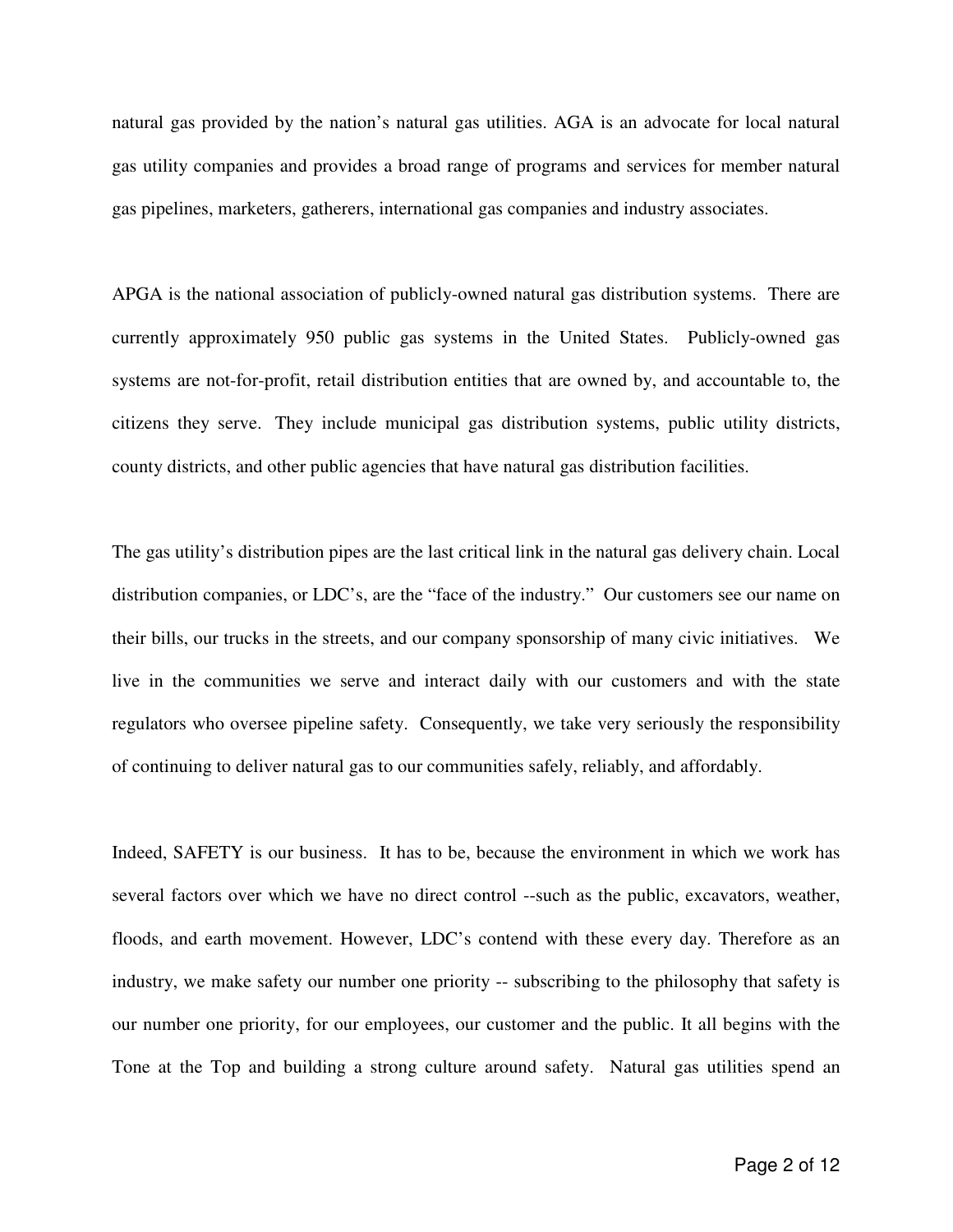natural gas provided by the nation's natural gas utilities. AGA is an advocate for local natural gas utility companies and provides a broad range of programs and services for member natural gas pipelines, marketers, gatherers, international gas companies and industry associates.

APGA is the national association of publicly-owned natural gas distribution systems. There are currently approximately 950 public gas systems in the United States. Publicly-owned gas systems are not-for-profit, retail distribution entities that are owned by, and accountable to, the citizens they serve. They include municipal gas distribution systems, public utility districts, county districts, and other public agencies that have natural gas distribution facilities.

The gas utility's distribution pipes are the last critical link in the natural gas delivery chain. Local distribution companies, or LDC's, are the "face of the industry." Our customers see our name on their bills, our trucks in the streets, and our company sponsorship of many civic initiatives. We live in the communities we serve and interact daily with our customers and with the state regulators who oversee pipeline safety. Consequently, we take very seriously the responsibility of continuing to deliver natural gas to our communities safely, reliably, and affordably.

Indeed, SAFETY is our business. It has to be, because the environment in which we work has several factors over which we have no direct control --such as the public, excavators, weather, floods, and earth movement. However, LDC's contend with these every day. Therefore as an industry, we make safety our number one priority -- subscribing to the philosophy that safety is our number one priority, for our employees, our customer and the public. It all begins with the Tone at the Top and building a strong culture around safety. Natural gas utilities spend an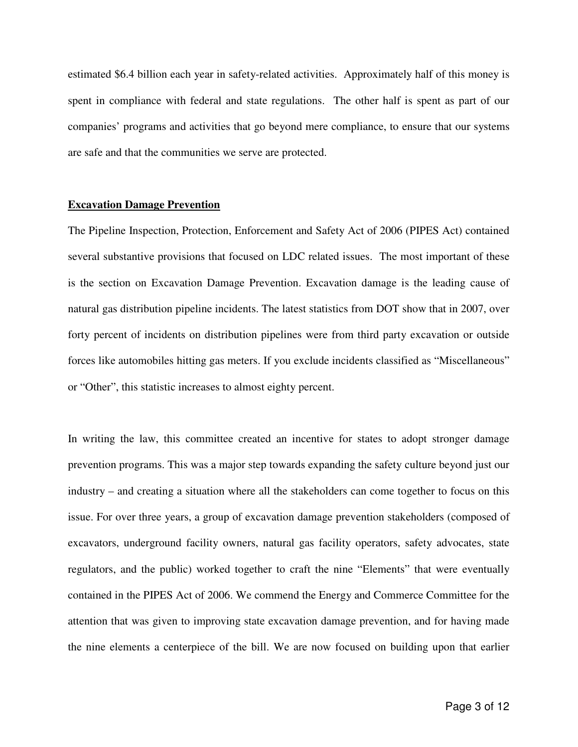estimated $6.4 billion each year in safety-related activities. Approximately half of this money is spent in compliance with federal and state regulations. The other half is spent as part of our companies' programs and activities that go beyond mere compliance, to ensure that our systems are safe and that the communities we serve are protected.

## Excavation Damage Prevention

The Pipeline Inspection, Protection, Enforcement and Safety Act of 2006 (PIPES Act) contained several substantive provisions that focused on LDC related issues. The most important of these is the section on Excavation Damage Prevention. Excavation damage is the leading cause of natural gas distribution pipeline incidents. The latest statistics from DOT show that in 2007, over forty percent of incidents on distribution pipelines were from third party excavation or outside forces like automobiles hitting gas meters. If you exclude incidents classified as "Miscellaneous" or "Other", this statistic increases to almost eighty percent.

In writing the law, this committee created an incentive for states to adopt stronger damage prevention programs. This was a major step towards expanding the safety culture beyond just our industry – and creating a situation where all the stakeholders can come together to focus on this issue. For over three years, a group of excavation damage prevention stakeholders (composed of excavators, underground facility owners, natural gas facility operators, safety advocates, state regulators, and the public) worked together to craft the nine "Elements" that were eventually contained in the PIPES Act of 2006. We commend the Energy and Commerce Committee for the attention that was given to improving state excavation damage prevention, and for having made the nine elements a centerpiece of the bill. We are now focused on building upon that earlier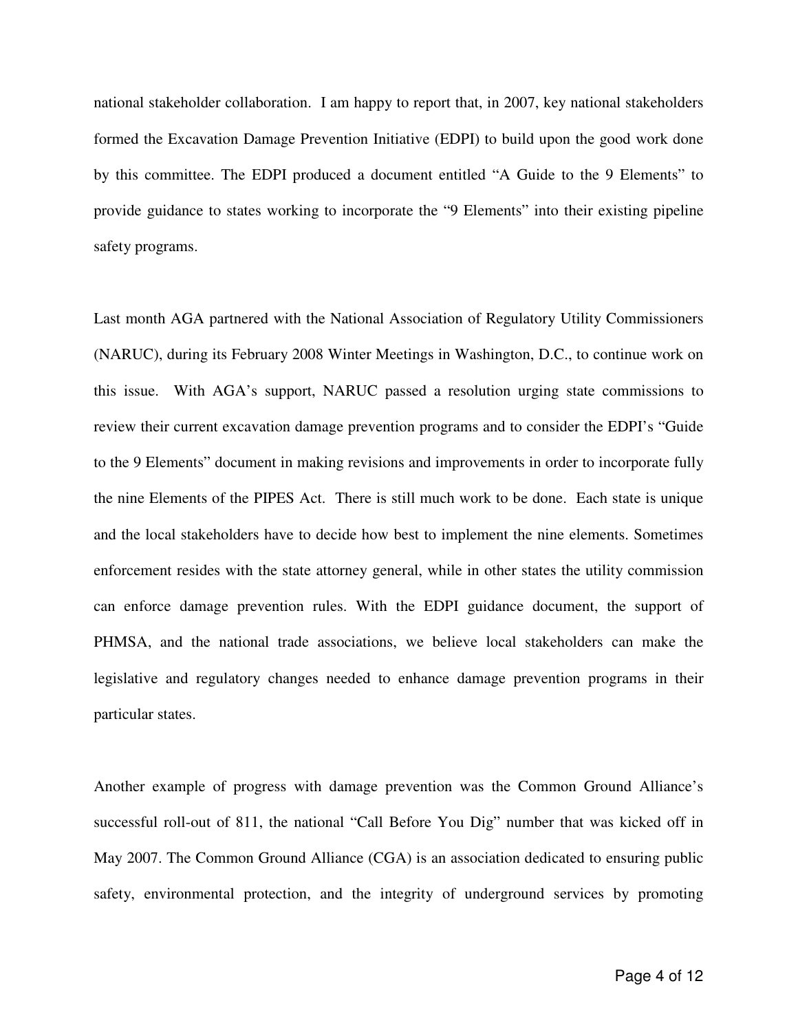national stakeholder collaboration. I am happy to report that, in 2007, key national stakeholders formed the Excavation Damage Prevention Initiative (EDPI) to build upon the good work done by this committee. The EDPI produced a document entitled "A Guide to the 9 Elements" to provide guidance to states working to incorporate the "9 Elements" into their existing pipeline safety programs.

Last month AGA partnered with the National Association of Regulatory Utility Commissioners (NARUC), during its February 2008 Winter Meetings in Washington, D.C., to continue work on this issue. With AGA's support, NARUC passed a resolution urging state commissions to review their current excavation damage prevention programs and to consider the EDPI's "Guide to the 9 Elements" document in making revisions and improvements in order to incorporate fully the nine Elements of the PIPES Act. There is still much work to be done. Each state is unique and the local stakeholders have to decide how best to implement the nine elements. Sometimes enforcement resides with the state attorney general, while in other states the utility commission can enforce damage prevention rules. With the EDPI guidance document, the support of PHMSA, and the national trade associations, we believe local stakeholders can make the legislative and regulatory changes needed to enhance damage prevention programs in their particular states.

Another example of progress with damage prevention was the Common Ground Alliance's successful roll-out of 811, the national "Call Before You Dig" number that was kicked off in May 2007. The Common Ground Alliance (CGA) is an association dedicated to ensuring public safety, environmental protection, and the integrity of underground services by promoting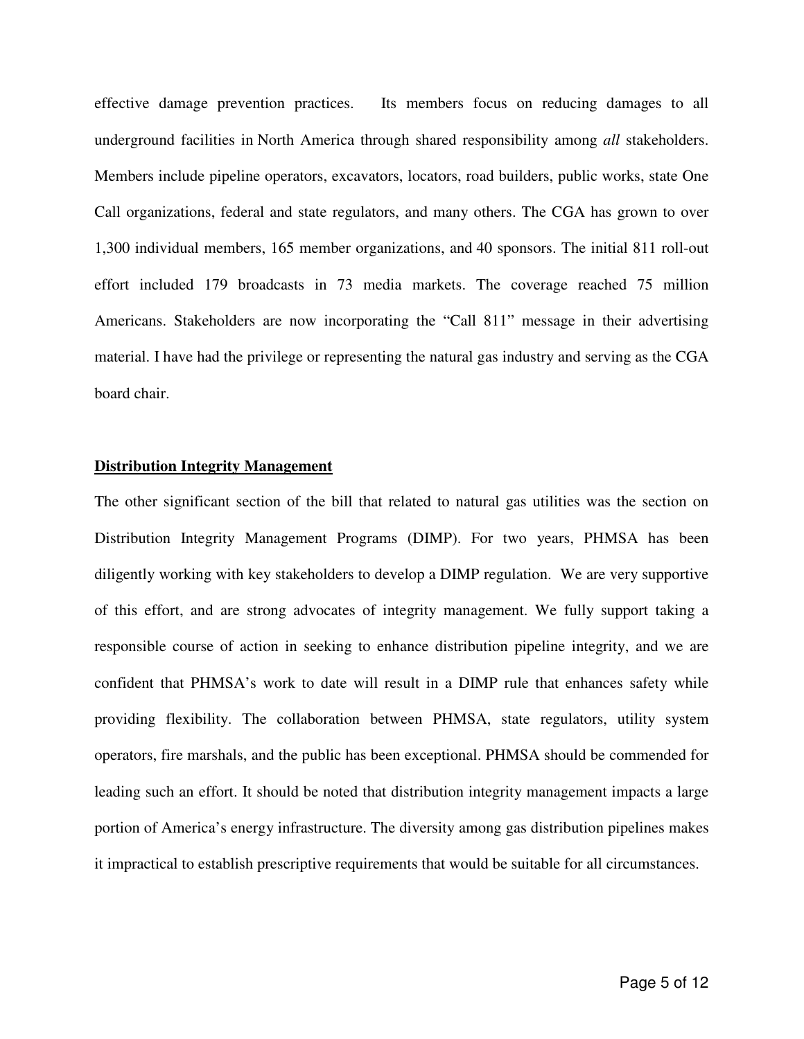effective damage prevention practices. Its members focus on reducing damages to all underground facilities in North America through shared responsibility among *all* stakeholders. Members include pipeline operators, excavators, locators, road builders, public works, state One Call organizations, federal and state regulators, and many others. The CGA has grown to over 1,300 individual members, 165 member organizations, and 40 sponsors. The initial 811 roll-out effort included 179 broadcasts in 73 media markets. The coverage reached 75 million Americans. Stakeholders are now incorporating the "Call 811" message in their advertising material. I have had the privilege or representing the natural gas industry and serving as the CGA board chair.

**<u>Distribution Integrity Management</u>**

The other significant section of the bill that related to natural gas utilities was the section on Distribution Integrity Management Programs (DIMP). For two years, PHMSA has been diligently working with key stakeholders to develop a DIMP regulation. We are very supportive of this effort, and are strong advocates of integrity management. We fully support taking a responsible course of action in seeking to enhance distribution pipeline integrity, and we are confident that PHMSA's work to date will result in a DIMP rule that enhances safety while providing flexibility. The collaboration between PHMSA, state regulators, utility system operators, fire marshals, and the public has been exceptional. PHMSA should be commended for leading such an effort. It should be noted that distribution integrity management impacts a large portion of America's energy infrastructure. The diversity among gas distribution pipelines makes it impractical to establish prescriptive requirements that would be suitable for all circumstances.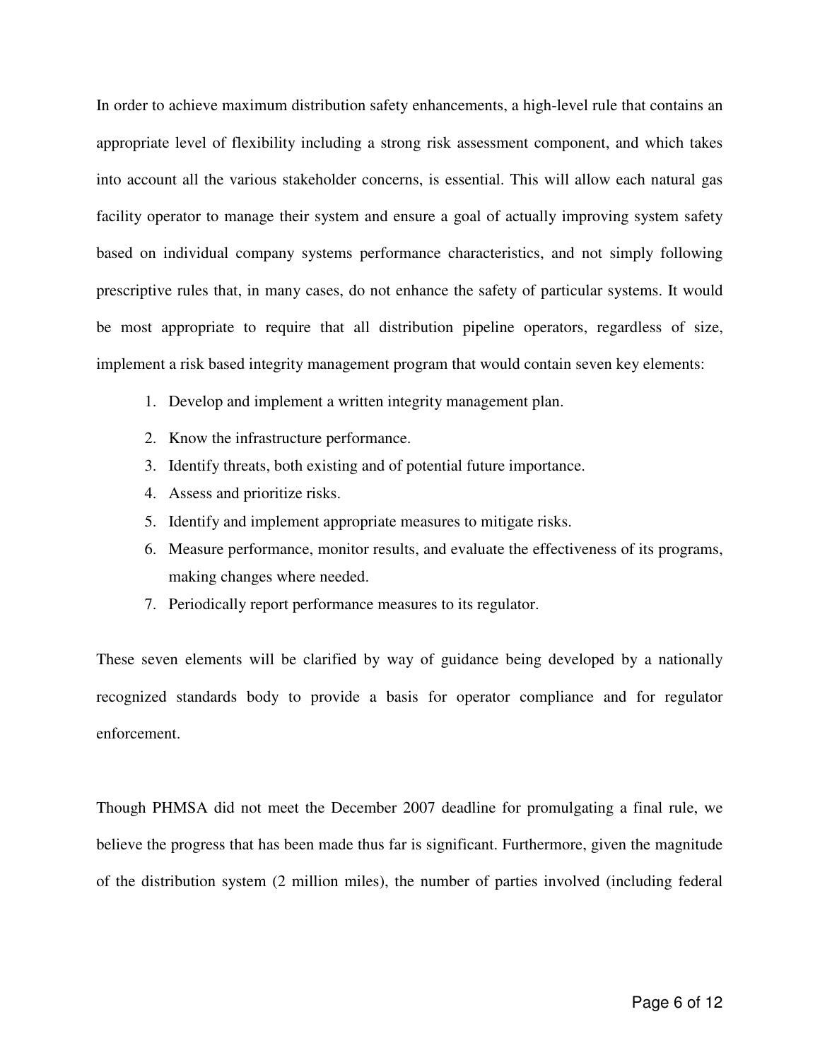In order to achieve maximum distribution safety enhancements, a high-level rule that contains an appropriate level of flexibility including a strong risk assessment component, and which takes into account all the various stakeholder concerns, is essential. This will allow each natural gas facility operator to manage their system and ensure a goal of actually improving system safety based on individual company systems performance characteristics, and not simply following prescriptive rules that, in many cases, do not enhance the safety of particular systems. It would be most appropriate to require that all distribution pipeline operators, regardless of size, implement a risk based integrity management program that would contain seven key elements:

1. Develop and implement a written integrity management plan.
2. Know the infrastructure performance.
3. Identify threats, both existing and of potential future importance.
4. Assess and prioritize risks.
5. Identify and implement appropriate measures to mitigate risks.
6. Measure performance, monitor results, and evaluate the effectiveness of its programs, making changes where needed.
7. Periodically report performance measures to its regulator.

These seven elements will be clarified by way of guidance being developed by a nationally recognized standards body to provide a basis for operator compliance and for regulator enforcement.

Though PHMSA did not meet the December 2007 deadline for promulgating a final rule, we believe the progress that has been made thus far is significant. Furthermore, given the magnitude of the distribution system (2 million miles), the number of parties involved (including federal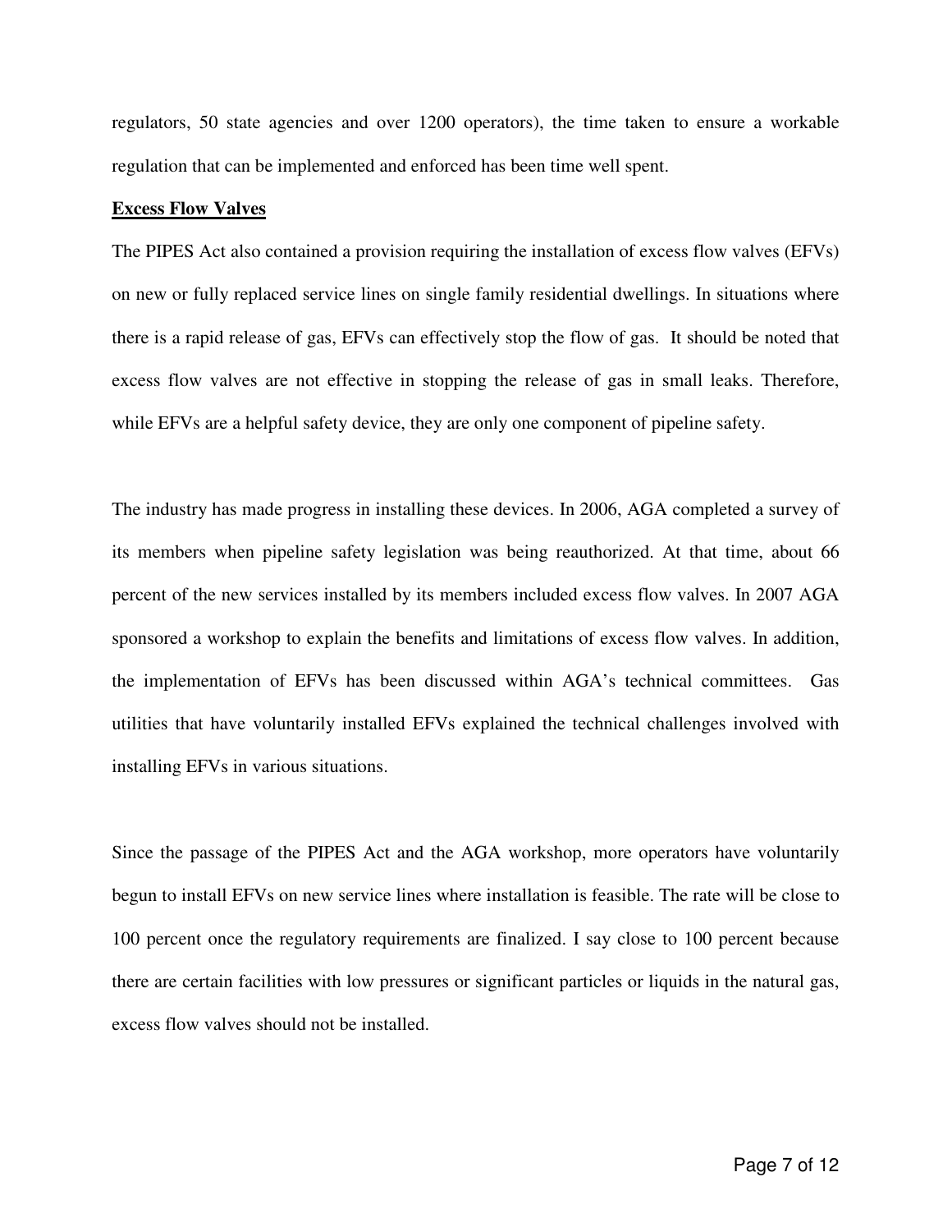regulators, 50 state agencies and over 1200 operators), the time taken to ensure a workable regulation that can be implemented and enforced has been time well spent.

**Excess Flow Valves**

The PIPES Act also contained a provision requiring the installation of excess flow valves (EFVs) on new or fully replaced service lines on single family residential dwellings. In situations where there is a rapid release of gas, EFVs can effectively stop the flow of gas. It should be noted that excess flow valves are not effective in stopping the release of gas in small leaks. Therefore, while EFVs are a helpful safety device, they are only one component of pipeline safety.

The industry has made progress in installing these devices. In 2006, AGA completed a survey of its members when pipeline safety legislation was being reauthorized. At that time, about 66 percent of the new services installed by its members included excess flow valves. In 2007 AGA sponsored a workshop to explain the benefits and limitations of excess flow valves. In addition, the implementation of EFVs has been discussed within AGA's technical committees. Gas utilities that have voluntarily installed EFVs explained the technical challenges involved with installing EFVs in various situations.

Since the passage of the PIPES Act and the AGA workshop, more operators have voluntarily begun to install EFVs on new service lines where installation is feasible. The rate will be close to 100 percent once the regulatory requirements are finalized. I say close to 100 percent because there are certain facilities with low pressures or significant particles or liquids in the natural gas, excess flow valves should not be installed.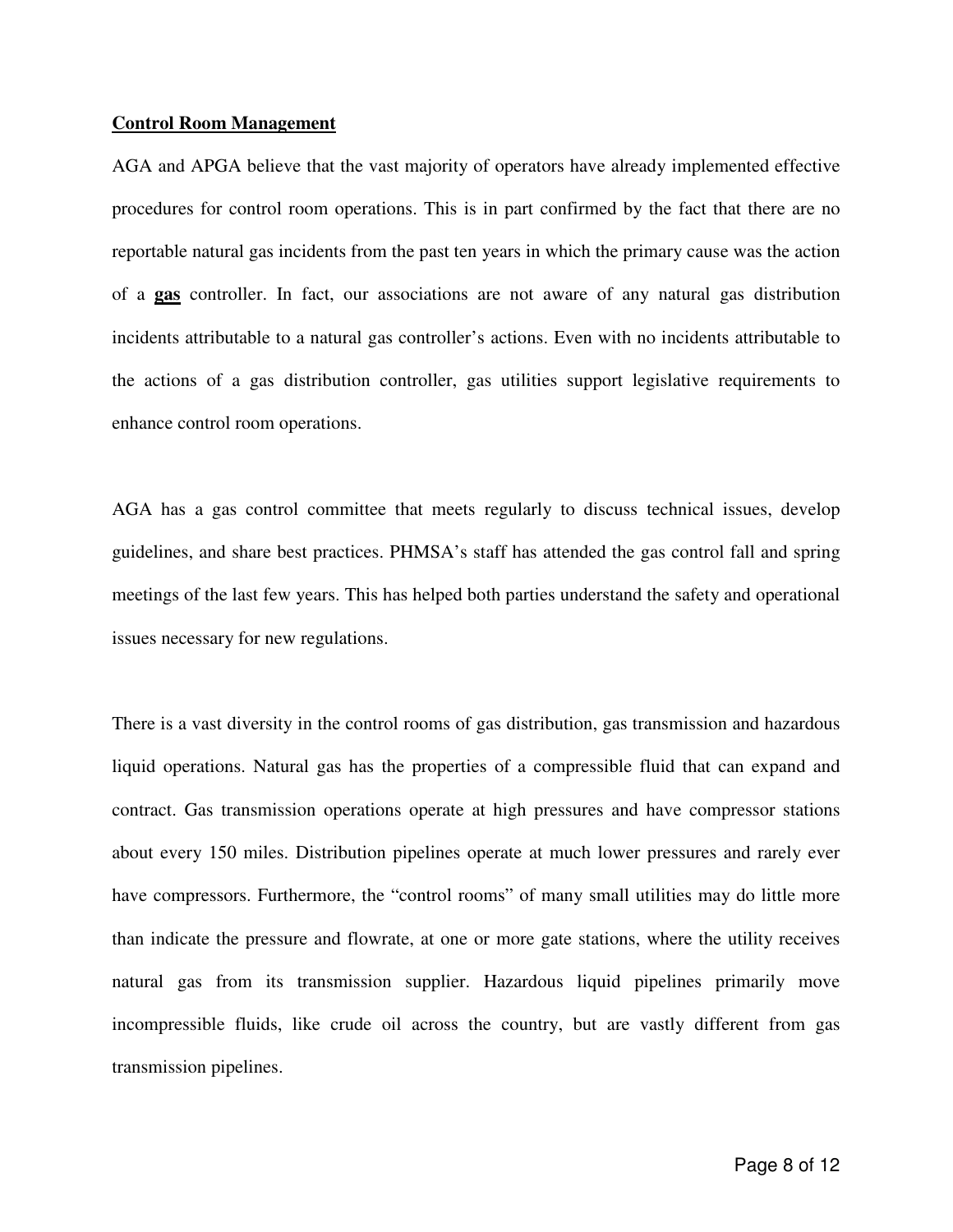**Control Room Management**

AGA and APGA believe that the vast majority of operators have already implemented effective procedures for control room operations. This is in part confirmed by the fact that there are no reportable natural gas incidents from the past ten years in which the primary cause was the action of a **gas** controller. In fact, our associations are not aware of any natural gas distribution incidents attributable to a natural gas controller's actions. Even with no incidents attributable to the actions of a gas distribution controller, gas utilities support legislative requirements to enhance control room operations.

AGA has a gas control committee that meets regularly to discuss technical issues, develop guidelines, and share best practices. PHMSA's staff has attended the gas control fall and spring meetings of the last few years. This has helped both parties understand the safety and operational issues necessary for new regulations.

There is a vast diversity in the control rooms of gas distribution, gas transmission and hazardous liquid operations. Natural gas has the properties of a compressible fluid that can expand and contract. Gas transmission operations operate at high pressures and have compressor stations about every 150 miles. Distribution pipelines operate at much lower pressures and rarely ever have compressors. Furthermore, the "control rooms" of many small utilities may do little more than indicate the pressure and flowrate, at one or more gate stations, where the utility receives natural gas from its transmission supplier. Hazardous liquid pipelines primarily move incompressible fluids, like crude oil across the country, but are vastly different from gas transmission pipelines.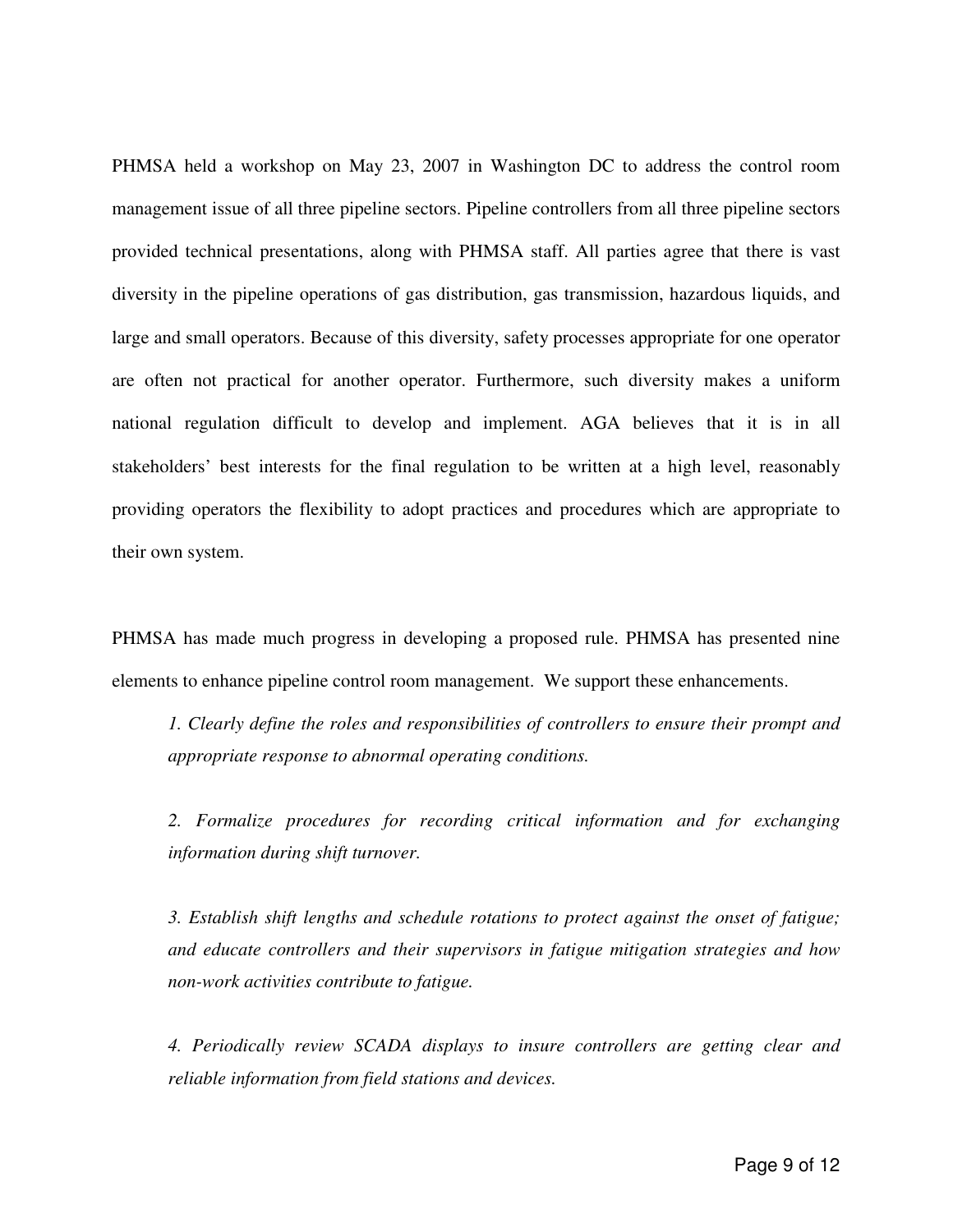PHMSA held a workshop on May 23, 2007 in Washington DC to address the control room management issue of all three pipeline sectors. Pipeline controllers from all three pipeline sectors provided technical presentations, along with PHMSA staff. All parties agree that there is vast diversity in the pipeline operations of gas distribution, gas transmission, hazardous liquids, and large and small operators. Because of this diversity, safety processes appropriate for one operator are often not practical for another operator. Furthermore, such diversity makes a uniform national regulation difficult to develop and implement. AGA believes that it is in all stakeholders' best interests for the final regulation to be written at a high level, reasonably providing operators the flexibility to adopt practices and procedures which are appropriate to their own system.

PHMSA has made much progress in developing a proposed rule. PHMSA has presented nine elements to enhance pipeline control room management. We support these enhancements.

> *1. Clearly define the roles and responsibilities of controllers to ensure their prompt and appropriate response to abnormal operating conditions.*
>
> *2. Formalize procedures for recording critical information and for exchanging information during shift turnover.*
>
> *3. Establish shift lengths and schedule rotations to protect against the onset of fatigue; and educate controllers and their supervisors in fatigue mitigation strategies and how non-work activities contribute to fatigue.*
>
> *4. Periodically review SCADA displays to insure controllers are getting clear and reliable information from field stations and devices.*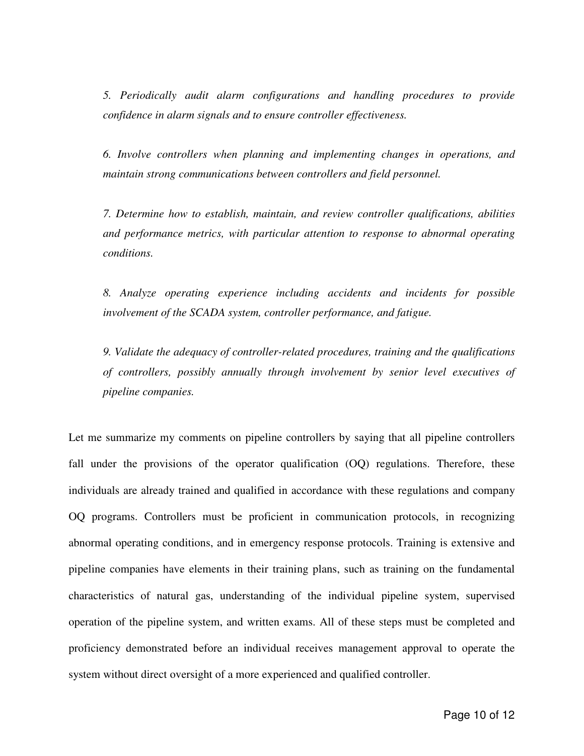*5. Periodically audit alarm configurations and handling procedures to provide confidence in alarm signals and to ensure controller effectiveness.*

*6. Involve controllers when planning and implementing changes in operations, and maintain strong communications between controllers and field personnel.*

*7. Determine how to establish, maintain, and review controller qualifications, abilities and performance metrics, with particular attention to response to abnormal operating conditions.*

*8. Analyze operating experience including accidents and incidents for possible involvement of the SCADA system, controller performance, and fatigue.*

*9. Validate the adequacy of controller-related procedures, training and the qualifications of controllers, possibly annually through involvement by senior level executives of pipeline companies.*

Let me summarize my comments on pipeline controllers by saying that all pipeline controllers fall under the provisions of the operator qualification (OQ) regulations. Therefore, these individuals are already trained and qualified in accordance with these regulations and company OQ programs. Controllers must be proficient in communication protocols, in recognizing abnormal operating conditions, and in emergency response protocols. Training is extensive and pipeline companies have elements in their training plans, such as training on the fundamental characteristics of natural gas, understanding of the individual pipeline system, supervised operation of the pipeline system, and written exams. All of these steps must be completed and proficiency demonstrated before an individual receives management approval to operate the system without direct oversight of a more experienced and qualified controller.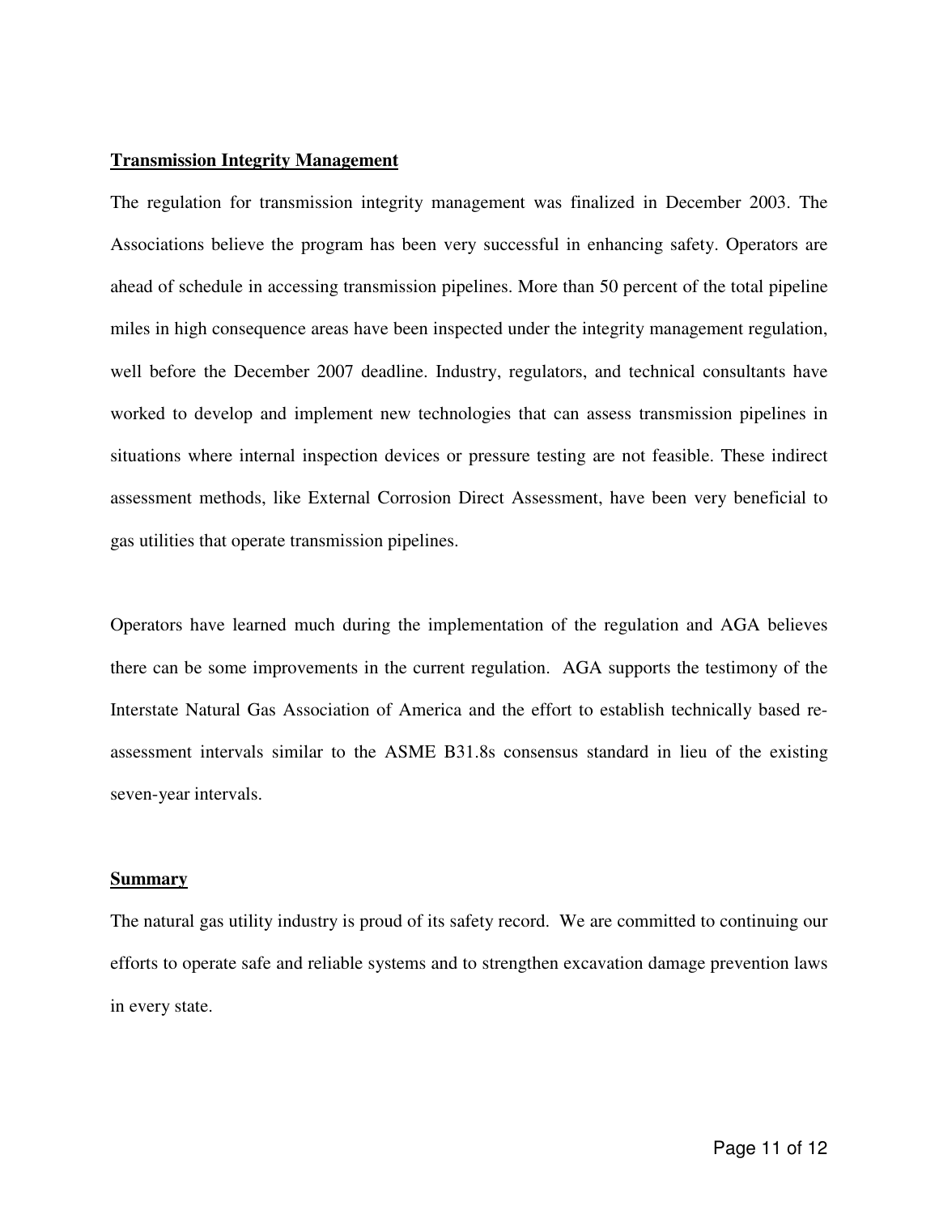## Transmission Integrity Management

The regulation for transmission integrity management was finalized in December 2003. The Associations believe the program has been very successful in enhancing safety. Operators are ahead of schedule in accessing transmission pipelines. More than 50 percent of the total pipeline miles in high consequence areas have been inspected under the integrity management regulation, well before the December 2007 deadline. Industry, regulators, and technical consultants have worked to develop and implement new technologies that can assess transmission pipelines in situations where internal inspection devices or pressure testing are not feasible. These indirect assessment methods, like External Corrosion Direct Assessment, have been very beneficial to gas utilities that operate transmission pipelines.

Operators have learned much during the implementation of the regulation and AGA believes there can be some improvements in the current regulation. AGA supports the testimony of the Interstate Natural Gas Association of America and the effort to establish technically based re-assessment intervals similar to the ASME B31.8s consensus standard in lieu of the existing seven-year intervals.

## Summary

The natural gas utility industry is proud of its safety record. We are committed to continuing our efforts to operate safe and reliable systems and to strengthen excavation damage prevention laws in every state.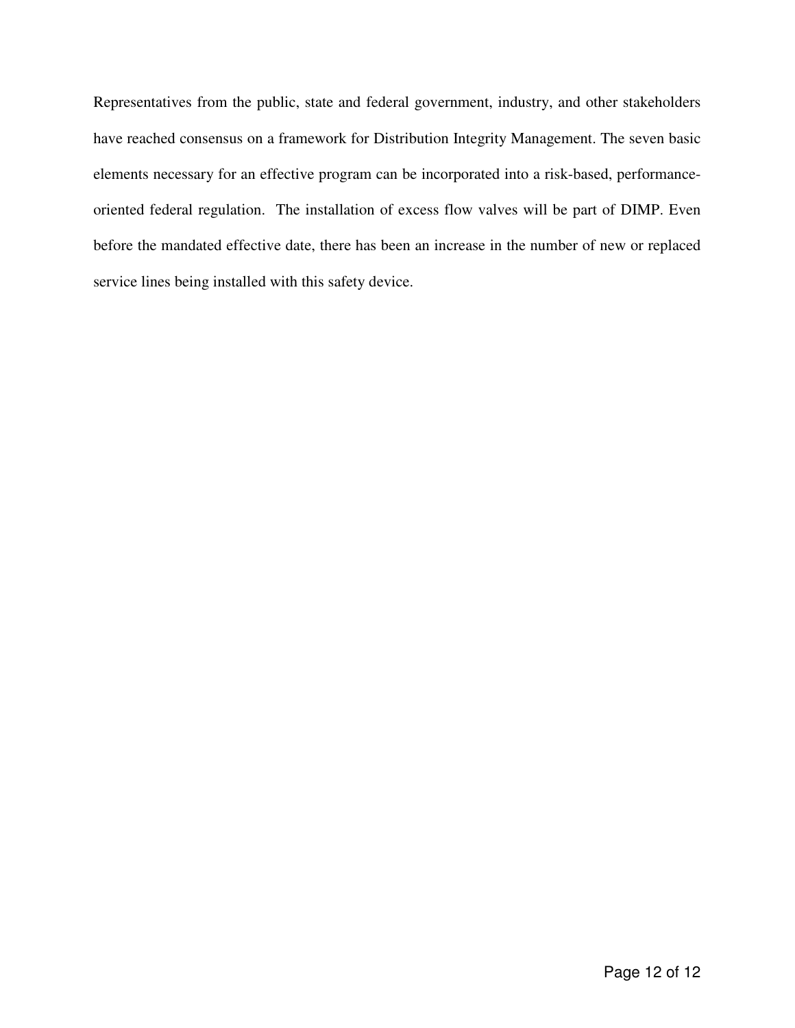Representatives from the public, state and federal government, industry, and other stakeholders have reached consensus on a framework for Distribution Integrity Management. The seven basic elements necessary for an effective program can be incorporated into a risk-based, performance-oriented federal regulation. The installation of excess flow valves will be part of DIMP. Even before the mandated effective date, there has been an increase in the number of new or replaced service lines being installed with this safety device.